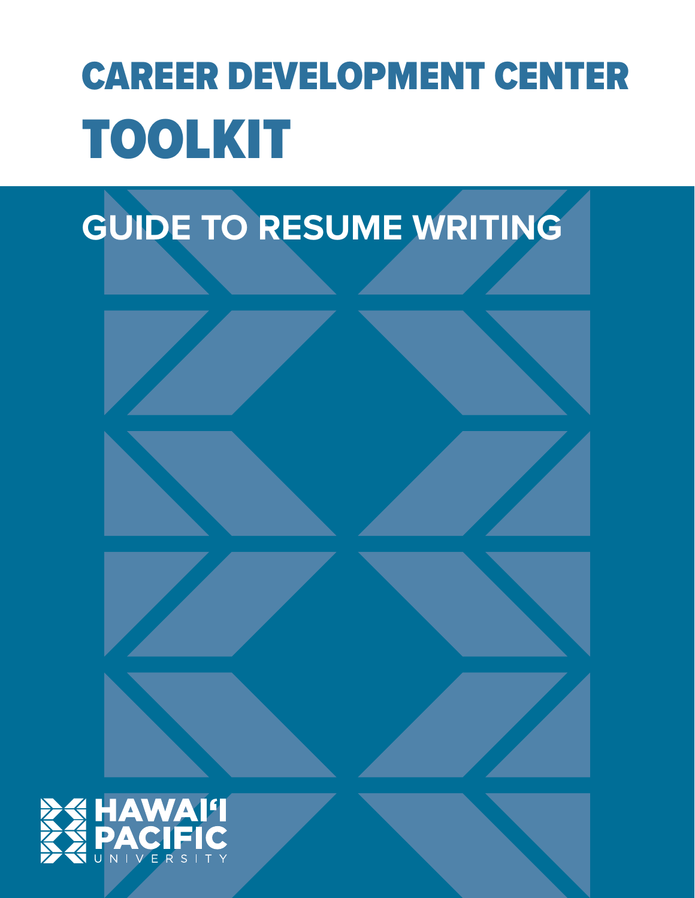# CAREER DEVELOPMENT CENTER
# TOOLKIT

## GUIDE TO RESUME WRITING

HAWAIʻI PACIFIC UNIVERSITY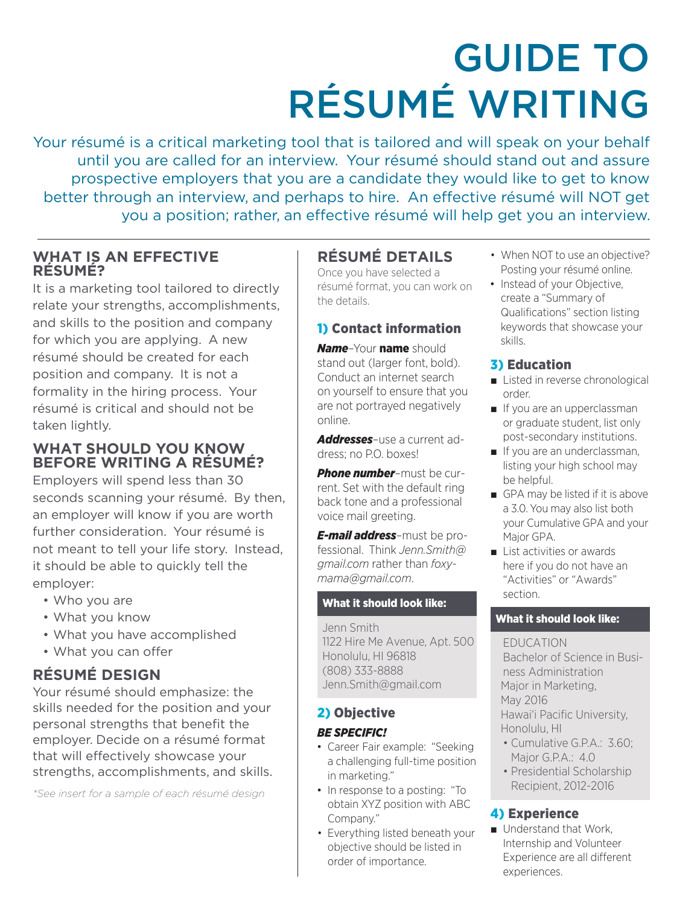# GUIDE TO RÉSUMÉ WRITING

Your résumé is a critical marketing tool that is tailored and will speak on your behalf until you are called for an interview. Your résumé should stand out and assure prospective employers that you are a candidate they would like to get to know better through an interview, and perhaps to hire. An effective résumé will NOT get you a position; rather, an effective résumé will help get you an interview.

## WHAT IS AN EFFECTIVE RÉSUMÉ?

It is a marketing tool tailored to directly relate your strengths, accomplishments, and skills to the position and company for which you are applying. A new résumé should be created for each position and company. It is not a formality in the hiring process. Your résumé is critical and should not be taken lightly.

## WHAT SHOULD YOU KNOW BEFORE WRITING A RÉSUMÉ?

Employers will spend less than 30 seconds scanning your résumé. By then, an employer will know if you are worth further consideration. Your résumé is not meant to tell your life story. Instead, it should be able to quickly tell the employer:

- Who you are
- What you know
- What you have accomplished
- What you can offer

## RÉSUMÉ DESIGN

Your résumé should emphasize: the skills needed for the position and your personal strengths that benefit the employer. Decide on a résumé format that will effectively showcase your strengths, accomplishments, and skills.

*\*See insert for a sample of each résumé design*

## RÉSUMÉ DETAILS

Once you have selected a résumé format, you can work on the details.

### 1) Contact information

***Name***–Your **name** should stand out (larger font, bold). Conduct an internet search on yourself to ensure that you are not portrayed negatively online.

***Addresses***–use a current address; no P.O. boxes!

***Phone number***–must be current. Set with the default ring back tone and a professional voice mail greeting.

***E-mail address***–must be professional. Think *Jenn.Smith@gmail.com* rather than *foxymama@gmail.com*.

**What it should look like:**

Jenn Smith
1122 Hire Me Avenue, Apt. 500
Honolulu, HI 96818
(808) 333-8888
Jenn.Smith@gmail.com

### 2) Objective

***BE SPECIFIC!***

- Career Fair example: "Seeking a challenging full-time position in marketing."
- In response to a posting: "To obtain XYZ position with ABC Company."
- Everything listed beneath your objective should be listed in order of importance.
- When NOT to use an objective? Posting your résumé online.
- Instead of your Objective, create a "Summary of Qualifications" section listing keywords that showcase your skills.

### 3) Education

- Listed in reverse chronological order.
- If you are an upperclassman or graduate student, list only post-secondary institutions.
- If you are an underclassman, listing your high school may be helpful.
- GPA may be listed if it is above a 3.0. You may also list both your Cumulative GPA and your Major GPA.
- List activities or awards here if you do not have an "Activities" or "Awards" section.

**What it should look like:**

EDUCATION
Bachelor of Science in Business Administration
Major in Marketing,
May 2016
Hawai'i Pacific University,
Honolulu, HI

- Cumulative G.P.A.: 3.60; Major G.P.A.: 4.0
- Presidential Scholarship Recipient, 2012-2016

### 4) Experience

- Understand that Work, Internship and Volunteer Experience are all different experiences.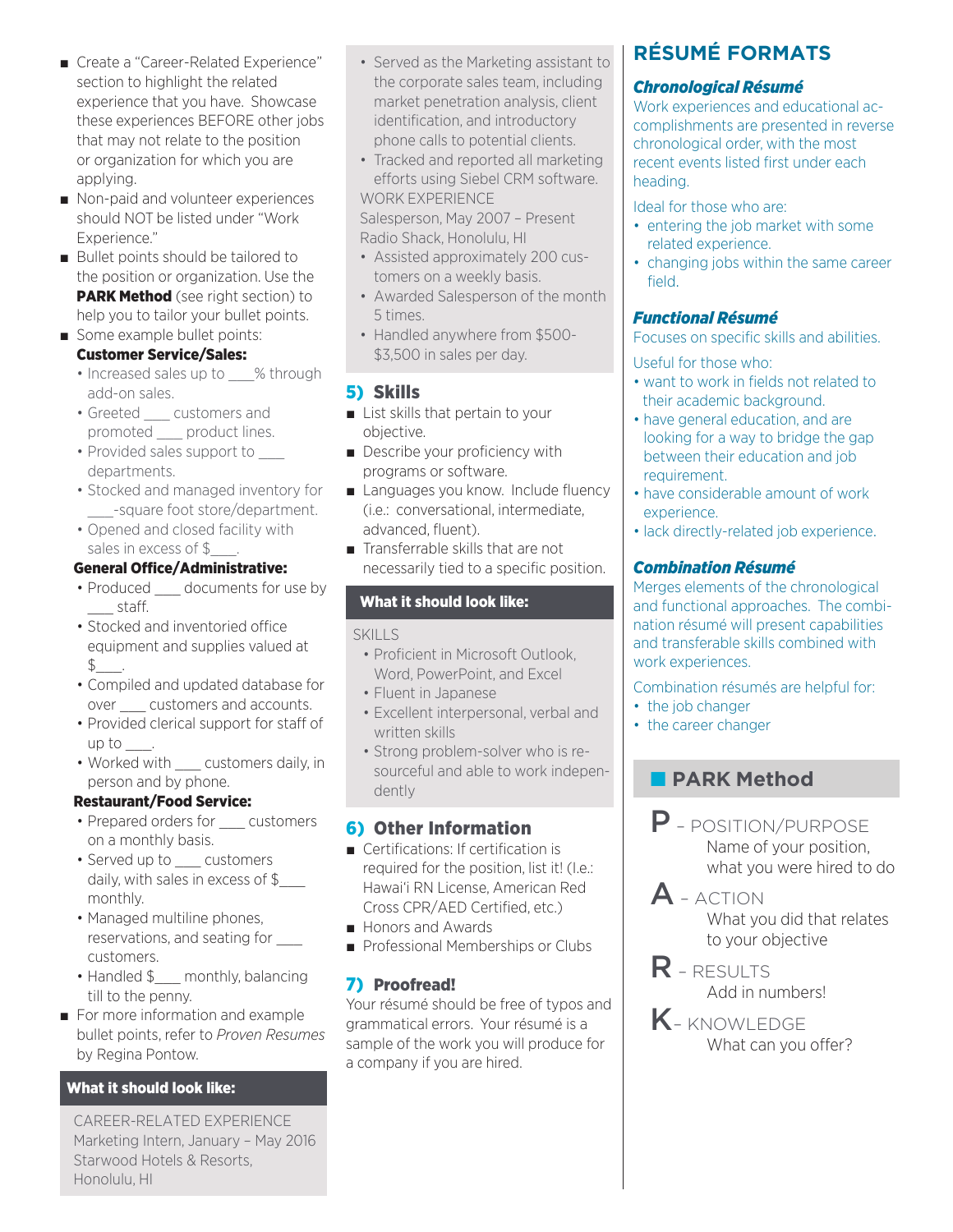- Create a "Career-Related Experience" section to highlight the related experience that you have. Showcase these experiences BEFORE other jobs that may not relate to the position or organization for which you are applying.
- Non-paid and volunteer experiences should NOT be listed under "Work Experience."
- Bullet points should be tailored to the position or organization. Use the **PARK Method** (see right section) to help you to tailor your bullet points.
- Some example bullet points:

**Customer Service/Sales:**

- Increased sales up to ___% through add-on sales.
- Greeted ___ customers and promoted ___ product lines.
- Provided sales support to ___ departments.
- Stocked and managed inventory for ___-square foot store/department.
- Opened and closed facility with sales in excess of $___.

**General Office/Administrative:**

- Produced ___ documents for use by ___ staff.
- Stocked and inventoried office equipment and supplies valued at $___.
- Compiled and updated database for over ___ customers and accounts.
- Provided clerical support for staff of up to ___.
- Worked with ___ customers daily, in person and by phone.

**Restaurant/Food Service:**

- Prepared orders for ___ customers on a monthly basis.
- Served up to ___ customers daily, with sales in excess of $___ monthly.
- Managed multiline phones, reservations, and seating for ___ customers.
- Handled $___ monthly, balancing till to the penny.

- For more information and example bullet points, refer to *Proven Resumes* by Regina Pontow.

**What it should look like:**

CAREER-RELATED EXPERIENCE
Marketing Intern, January – May 2016
Starwood Hotels & Resorts, Honolulu, HI

- Served as the Marketing assistant to the corporate sales team, including market penetration analysis, client identification, and introductory phone calls to potential clients.
- Tracked and reported all marketing efforts using Siebel CRM software.

WORK EXPERIENCE
Salesperson, May 2007 – Present
Radio Shack, Honolulu, HI

- Assisted approximately 200 customers on a weekly basis.
- Awarded Salesperson of the month 5 times.
- Handled anywhere from $500-$3,500 in sales per day.

## 5) Skills

- List skills that pertain to your objective.
- Describe your proficiency with programs or software.
- Languages you know. Include fluency (i.e.: conversational, intermediate, advanced, fluent).
- Transferrable skills that are not necessarily tied to a specific position.

**What it should look like:**

SKILLS

- Proficient in Microsoft Outlook, Word, PowerPoint, and Excel
- Fluent in Japanese
- Excellent interpersonal, verbal and written skills
- Strong problem-solver who is resourceful and able to work independently

## 6) Other Information

- Certifications: If certification is required for the position, list it! (I.e.: Hawai'i RN License, American Red Cross CPR/AED Certified, etc.)
- Honors and Awards
- Professional Memberships or Clubs

## 7) Proofread!

Your résumé should be free of typos and grammatical errors. Your résumé is a sample of the work you will produce for a company if you are hired.

# RÉSUMÉ FORMATS

### *Chronological Résumé*

Work experiences and educational accomplishments are presented in reverse chronological order, with the most recent events listed first under each heading.

Ideal for those who are:

- entering the job market with some related experience.
- changing jobs within the same career field.

### *Functional Résumé*

Focuses on specific skills and abilities.

Useful for those who:

- want to work in fields not related to their academic background.
- have general education, and are looking for a way to bridge the gap between their education and job requirement.
- have considerable amount of work experience.
- lack directly-related job experience.

### *Combination Résumé*

Merges elements of the chronological and functional approaches. The combination résumé will present capabilities and transferable skills combined with work experiences.

Combination résumés are helpful for:

- the job changer
- the career changer

## PARK Method

**P** – POSITION/PURPOSE
Name of your position, what you were hired to do

**A** – ACTION
What you did that relates to your objective

**R** – RESULTS
Add in numbers!

**K** – KNOWLEDGE
What can you offer?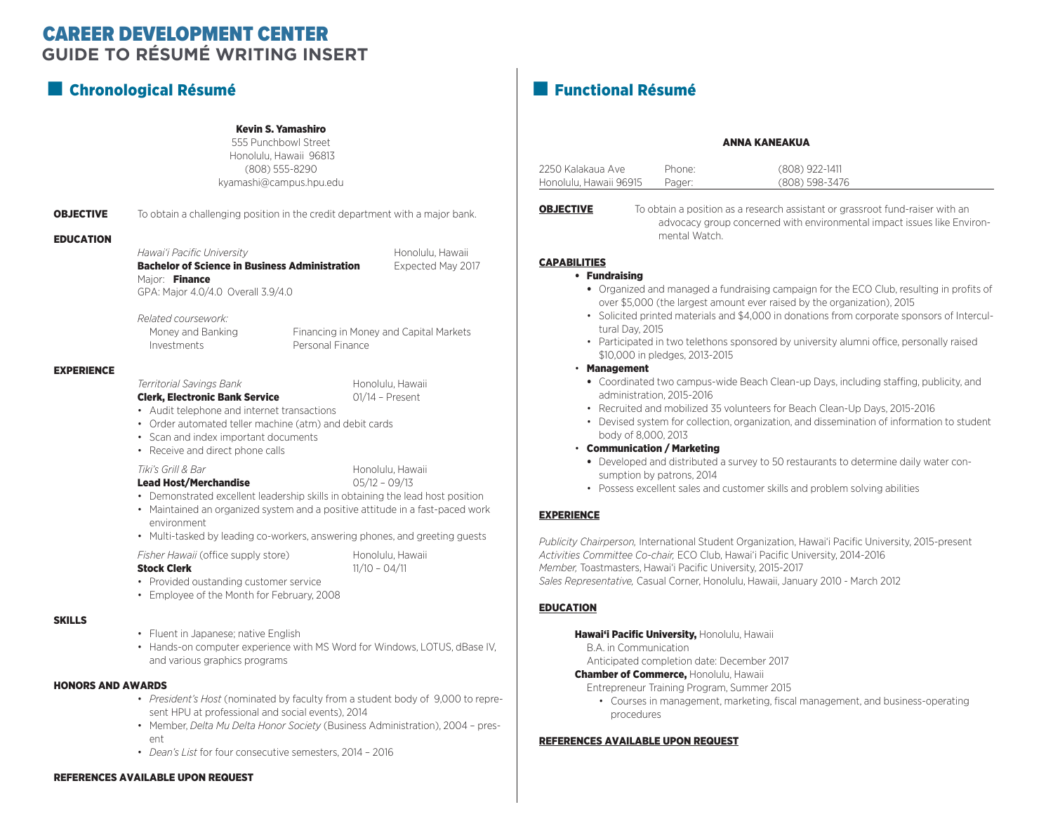# CAREER DEVELOPMENT CENTER
## GUIDE TO RÉSUMÉ WRITING INSERT

## Chronological Résumé

**Kevin S. Yamashiro**
555 Punchbowl Street
Honolulu, Hawaii 96813
(808) 555-8290
kyamashi@campus.hpu.edu

**OBJECTIVE** To obtain a challenging position in the credit department with a major bank.

**EDUCATION**

*Hawai'i Pacific University* — Honolulu, Hawaii
**Bachelor of Science in Business Administration** — Expected May 2017
Major: **Finance**
GPA: Major 4.0/4.0 Overall 3.9/4.0

*Related coursework:*

| | |
|---|---|
| Money and Banking | Financing in Money and Capital Markets |
| Investments | Personal Finance |

**EXPERIENCE**

*Territorial Savings Bank* — Honolulu, Hawaii
**Clerk, Electronic Bank Service** — 01/14 – Present
- Audit telephone and internet transactions
- Order automated teller machine (atm) and debit cards
- Scan and index important documents
- Receive and direct phone calls

*Tiki's Grill & Bar* — Honolulu, Hawaii
**Lead Host/Merchandise** — 05/12 – 09/13
- Demonstrated excellent leadership skills in obtaining the lead host position
- Maintained an organized system and a positive attitude in a fast-paced work environment
- Multi-tasked by leading co-workers, answering phones, and greeting guests

*Fisher Hawaii* (office supply store) — Honolulu, Hawaii
**Stock Clerk** — 11/10 – 04/11
- Provided oustanding customer service
- Employee of the Month for February, 2008

**SKILLS**

- Fluent in Japanese; native English
- Hands-on computer experience with MS Word for Windows, LOTUS, dBase IV, and various graphics programs

**HONORS AND AWARDS**

- *President's Host* (nominated by faculty from a student body of 9,000 to represent HPU at professional and social events), 2014
- Member, *Delta Mu Delta Honor Society* (Business Administration), 2004 – present
- *Dean's List* for four consecutive semesters, 2014 – 2016

**REFERENCES AVAILABLE UPON REQUEST**

## Functional Résumé

**ANNA KANEAKUA**

| | | |
|---|---|---|
| 2250 Kalakaua Ave | Phone: | (808) 922-1411 |
| Honolulu, Hawaii 96915 | Pager: | (808) 598-3476 |

**OBJECTIVE** To obtain a position as a research assistant or grassroot fund-raiser with an advocacy group concerned with environmental impact issues like Environmental Watch.

**CAPABILITIES**

- **Fundraising**
  - Organized and managed a fundraising campaign for the ECO Club, resulting in profits of over $5,000 (the largest amount ever raised by the organization), 2015
  - Solicited printed materials and $4,000 in donations from corporate sponsors of Intercultural Day, 2015
  - Participated in two telethons sponsored by university alumni office, personally raised $10,000 in pledges, 2013-2015
- **Management**
  - Coordinated two campus-wide Beach Clean-up Days, including staffing, publicity, and administration, 2015-2016
  - Recruited and mobilized 35 volunteers for Beach Clean-Up Days, 2015-2016
  - Devised system for collection, organization, and dissemination of information to student body of 8,000, 2013
- **Communication / Marketing**
  - Developed and distributed a survey to 50 restaurants to determine daily water consumption by patrons, 2014
  - Possess excellent sales and customer skills and problem solving abilities

**EXPERIENCE**

*Publicity Chairperson,* International Student Organization, Hawai'i Pacific University, 2015-present
*Activities Committee Co-chair,* ECO Club, Hawai'i Pacific University, 2014-2016
*Member,* Toastmasters, Hawai'i Pacific University, 2015-2017
*Sales Representative,* Casual Corner, Honolulu, Hawaii, January 2010 - March 2012

**EDUCATION**

**Hawai'i Pacific University,** Honolulu, Hawaii
B.A. in Communication
Anticipated completion date: December 2017

**Chamber of Commerce,** Honolulu, Hawaii
Entrepreneur Training Program, Summer 2015
- Courses in management, marketing, fiscal management, and business-operating procedures

**REFERENCES AVAILABLE UPON REQUEST**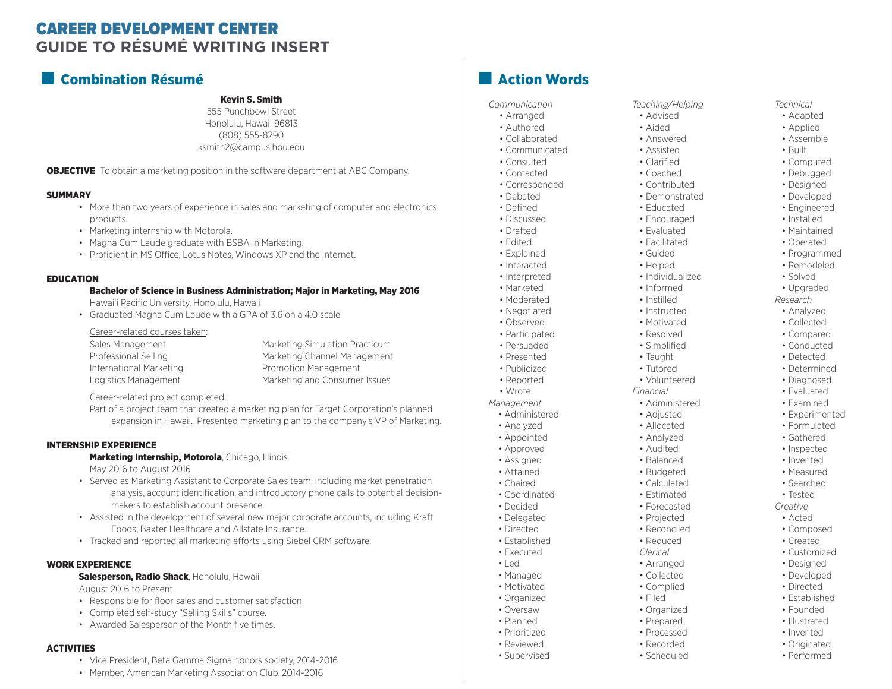# CAREER DEVELOPMENT CENTER
## GUIDE TO RÉSUMÉ WRITING INSERT

## Combination Résumé

**Kevin S. Smith**
555 Punchbowl Street
Honolulu, Hawaii 96813
(808) 555-8290
ksmith2@campus.hpu.edu

**OBJECTIVE** To obtain a marketing position in the software department at ABC Company.

**SUMMARY**

- More than two years of experience in sales and marketing of computer and electronics products.
- Marketing internship with Motorola.
- Magna Cum Laude graduate with BSBA in Marketing.
- Proficient in MS Office, Lotus Notes, Windows XP and the Internet.

**EDUCATION**

**Bachelor of Science in Business Administration; Major in Marketing, May 2016**
Hawai'i Pacific University, Honolulu, Hawaii

- Graduated Magna Cum Laude with a GPA of 3.6 on a 4.0 scale

Career-related courses taken:

| | |
|---|---|
| Sales Management | Marketing Simulation Practicum |
| Professional Selling | Marketing Channel Management |
| International Marketing | Promotion Management |
| Logistics Management | Marketing and Consumer Issues |

Career-related project completed:
Part of a project team that created a marketing plan for Target Corporation's planned expansion in Hawaii. Presented marketing plan to the company's VP of Marketing.

**INTERNSHIP EXPERIENCE**

**Marketing Internship, Motorola**, Chicago, Illinois
May 2016 to August 2016

- Served as Marketing Assistant to Corporate Sales team, including market penetration analysis, account identification, and introductory phone calls to potential decision-makers to establish account presence.
- Assisted in the development of several new major corporate accounts, including Kraft Foods, Baxter Healthcare and Allstate Insurance.
- Tracked and reported all marketing efforts using Siebel CRM software.

**WORK EXPERIENCE**

**Salesperson, Radio Shack**, Honolulu, Hawaii
August 2016 to Present

- Responsible for floor sales and customer satisfaction.
- Completed self-study "Selling Skills" course.
- Awarded Salesperson of the Month five times.

**ACTIVITIES**

- Vice President, Beta Gamma Sigma honors society, 2014-2016
- Member, American Marketing Association Club, 2014-2016

## Action Words

*Communication*
- Arranged
- Authored
- Collaborated
- Communicated
- Consulted
- Contacted
- Corresponded
- Debated
- Defined
- Discussed
- Drafted
- Edited
- Explained
- Interacted
- Interpreted
- Marketed
- Moderated
- Negotiated
- Observed
- Participated
- Persuaded
- Presented
- Publicized
- Reported
- Wrote

*Management*
- Administered
- Analyzed
- Appointed
- Approved
- Assigned
- Attained
- Chaired
- Coordinated
- Decided
- Delegated
- Directed
- Established
- Executed
- Led
- Managed
- Motivated
- Organized
- Oversaw
- Planned
- Prioritized
- Reviewed
- Supervised

*Teaching/Helping*
- Advised
- Aided
- Answered
- Assisted
- Clarified
- Coached
- Contributed
- Demonstrated
- Educated
- Encouraged
- Evaluated
- Facilitated
- Guided
- Helped
- Individualized
- Informed
- Instilled
- Instructed
- Motivated
- Resolved
- Simplified
- Taught
- Tutored
- Volunteered

*Financial*
- Administered
- Adjusted
- Allocated
- Analyzed
- Audited
- Balanced
- Budgeted
- Calculated
- Estimated
- Forecasted
- Projected
- Reconciled
- Reduced

*Clerical*
- Arranged
- Collected
- Complied
- Filed
- Organized
- Prepared
- Processed
- Recorded
- Scheduled

*Technical*
- Adapted
- Applied
- Assemble
- Built
- Computed
- Debugged
- Designed
- Developed
- Engineered
- Installed
- Maintained
- Operated
- Programmed
- Remodeled
- Solved
- Upgraded

*Research*
- Analyzed
- Collected
- Compared
- Conducted
- Detected
- Determined
- Diagnosed
- Evaluated
- Examined
- Experimented
- Formulated
- Gathered
- Inspected
- Invented
- Measured
- Searched
- Tested

*Creative*
- Acted
- Composed
- Created
- Customized
- Designed
- Developed
- Directed
- Established
- Founded
- Illustrated
- Invented
- Originated
- Performed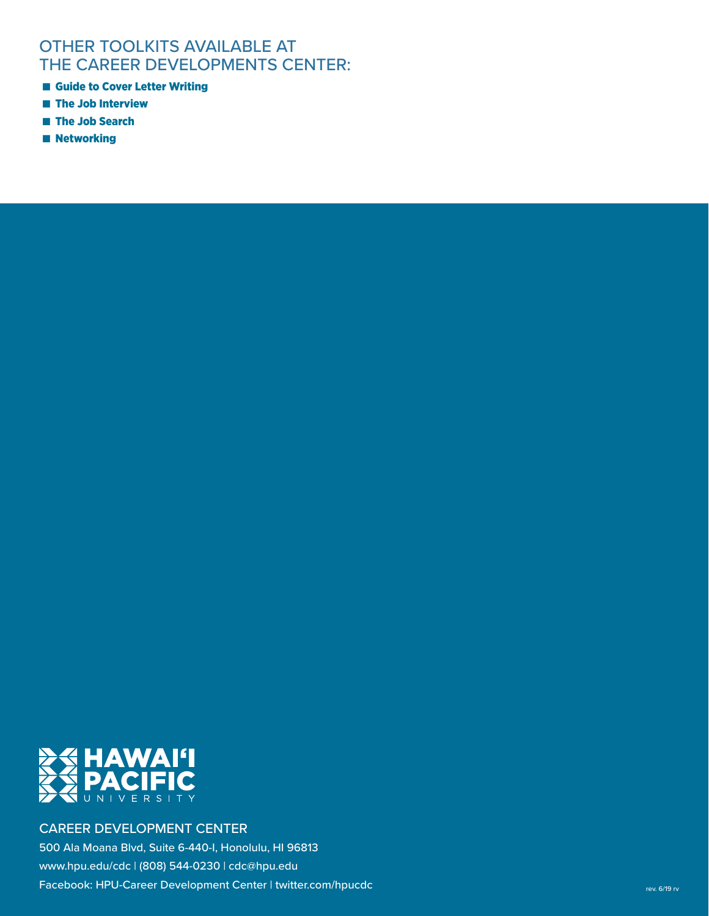## OTHER TOOLKITS AVAILABLE AT THE CAREER DEVELOPMENTS CENTER:

- **Guide to Cover Letter Writing**
- **The Job Interview**
- **The Job Search**
- **Networking**

HAWAIʻI PACIFIC UNIVERSITY

CAREER DEVELOPMENT CENTER

500 Ala Moana Blvd, Suite 6-440-I, Honolulu, HI 96813

www.hpu.edu/cdc | (808) 544-0230 | cdc@hpu.edu

Facebook: HPU-Career Development Center | twitter.com/hpucdc

rev. 6/19 rv